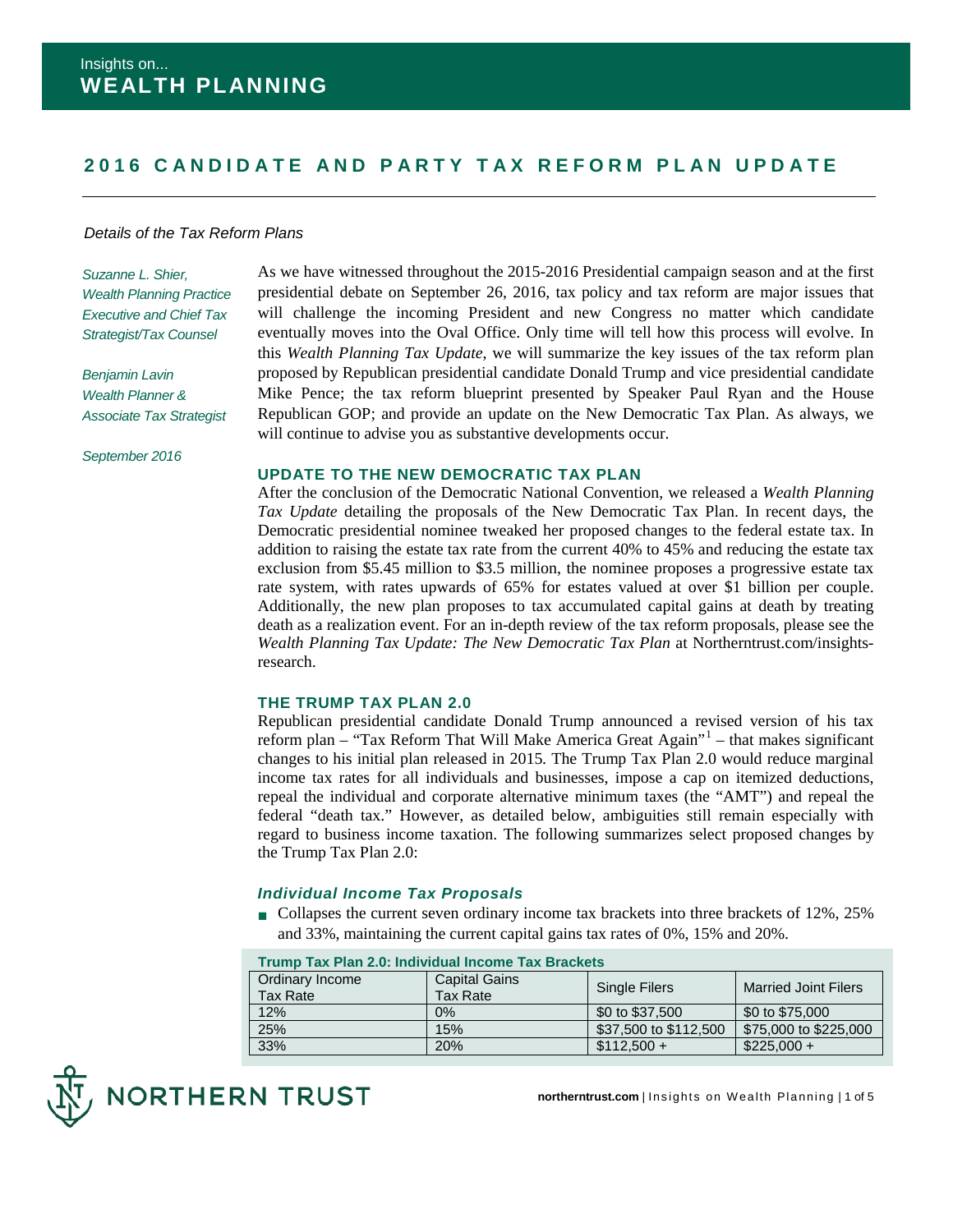Insights on...
# WEALTH PLANNING

## 2016 CANDIDATE AND PARTY TAX REFORM PLAN UPDATE

*Details of the Tax Reform Plans*

*Suzanne L. Shier, Wealth Planning Practice Executive and Chief Tax Strategist/Tax Counsel*

*Benjamin Lavin Wealth Planner & Associate Tax Strategist*

*September 2016*

As we have witnessed throughout the 2015-2016 Presidential campaign season and at the first presidential debate on September 26, 2016, tax policy and tax reform are major issues that will challenge the incoming President and new Congress no matter which candidate eventually moves into the Oval Office. Only time will tell how this process will evolve. In this *Wealth Planning Tax Update*, we will summarize the key issues of the tax reform plan proposed by Republican presidential candidate Donald Trump and vice presidential candidate Mike Pence; the tax reform blueprint presented by Speaker Paul Ryan and the House Republican GOP; and provide an update on the New Democratic Tax Plan. As always, we will continue to advise you as substantive developments occur.

### UPDATE TO THE NEW DEMOCRATIC TAX PLAN

After the conclusion of the Democratic National Convention, we released a *Wealth Planning Tax Update* detailing the proposals of the New Democratic Tax Plan. In recent days, the Democratic presidential nominee tweaked her proposed changes to the federal estate tax. In addition to raising the estate tax rate from the current 40% to 45% and reducing the estate tax exclusion from $5.45 million to $3.5 million, the nominee proposes a progressive estate tax rate system, with rates upwards of 65% for estates valued at over $1 billion per couple. Additionally, the new plan proposes to tax accumulated capital gains at death by treating death as a realization event. For an in-depth review of the tax reform proposals, please see the *Wealth Planning Tax Update: The New Democratic Tax Plan* at Northerntrust.com/insights-research.

### THE TRUMP TAX PLAN 2.0

Republican presidential candidate Donald Trump announced a revised version of his tax reform plan – "Tax Reform That Will Make America Great Again"[1] – that makes significant changes to his initial plan released in 2015. The Trump Tax Plan 2.0 would reduce marginal income tax rates for all individuals and businesses, impose a cap on itemized deductions, repeal the individual and corporate alternative minimum taxes (the "AMT") and repeal the federal "death tax." However, as detailed below, ambiguities still remain especially with regard to business income taxation. The following summarizes select proposed changes by the Trump Tax Plan 2.0:

#### *Individual Income Tax Proposals*

- Collapses the current seven ordinary income tax brackets into three brackets of 12%, 25% and 33%, maintaining the current capital gains tax rates of 0%, 15% and 20%.

**Trump Tax Plan 2.0: Individual Income Tax Brackets**

| Ordinary Income Tax Rate | Capital Gains Tax Rate | Single Filers | Married Joint Filers |
|---|---|---|---|
| 12% | 0% | $0 to $37,500 | $0 to $75,000 |
| 25% | 15% | $37,500 to $112,500 | $75,000 to $225,000 |
| 33% | 20% | $112,500 + | $225,000 + |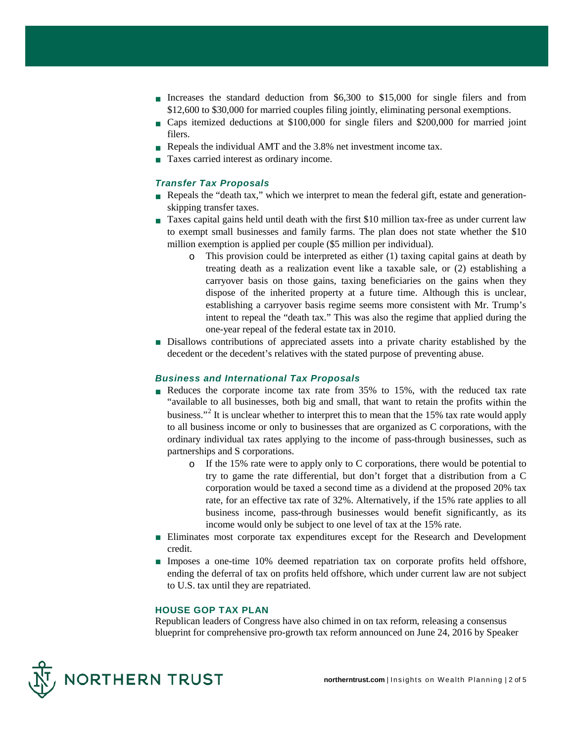- Increases the standard deduction from \$6,300 to \$15,000 for single filers and from \$12,600 to \$30,000 for married couples filing jointly, eliminating personal exemptions.
- Caps itemized deductions at \$100,000 for single filers and \$200,000 for married joint filers.
- Repeals the individual AMT and the 3.8% net investment income tax.
- Taxes carried interest as ordinary income.

### *Transfer Tax Proposals*

- Repeals the "death tax," which we interpret to mean the federal gift, estate and generation-skipping transfer taxes.
- Taxes capital gains held until death with the first \$10 million tax-free as under current law to exempt small businesses and family farms. The plan does not state whether the \$10 million exemption is applied per couple (\$5 million per individual).
  - This provision could be interpreted as either (1) taxing capital gains at death by treating death as a realization event like a taxable sale, or (2) establishing a carryover basis on those gains, taxing beneficiaries on the gains when they dispose of the inherited property at a future time. Although this is unclear, establishing a carryover basis regime seems more consistent with Mr. Trump's intent to repeal the "death tax." This was also the regime that applied during the one-year repeal of the federal estate tax in 2010.
- Disallows contributions of appreciated assets into a private charity established by the decedent or the decedent's relatives with the stated purpose of preventing abuse.

### *Business and International Tax Proposals*

- Reduces the corporate income tax rate from 35% to 15%, with the reduced tax rate "available to all businesses, both big and small, that want to retain the profits within the business."[2] It is unclear whether to interpret this to mean that the 15% tax rate would apply to all business income or only to businesses that are organized as C corporations, with the ordinary individual tax rates applying to the income of pass-through businesses, such as partnerships and S corporations.
  - If the 15% rate were to apply only to C corporations, there would be potential to try to game the rate differential, but don't forget that a distribution from a C corporation would be taxed a second time as a dividend at the proposed 20% tax rate, for an effective tax rate of 32%. Alternatively, if the 15% rate applies to all business income, pass-through businesses would benefit significantly, as its income would only be subject to one level of tax at the 15% rate.
- Eliminates most corporate tax expenditures except for the Research and Development credit.
- Imposes a one-time 10% deemed repatriation tax on corporate profits held offshore, ending the deferral of tax on profits held offshore, which under current law are not subject to U.S. tax until they are repatriated.

## HOUSE GOP TAX PLAN

Republican leaders of Congress have also chimed in on tax reform, releasing a consensus blueprint for comprehensive pro-growth tax reform announced on June 24, 2016 by Speaker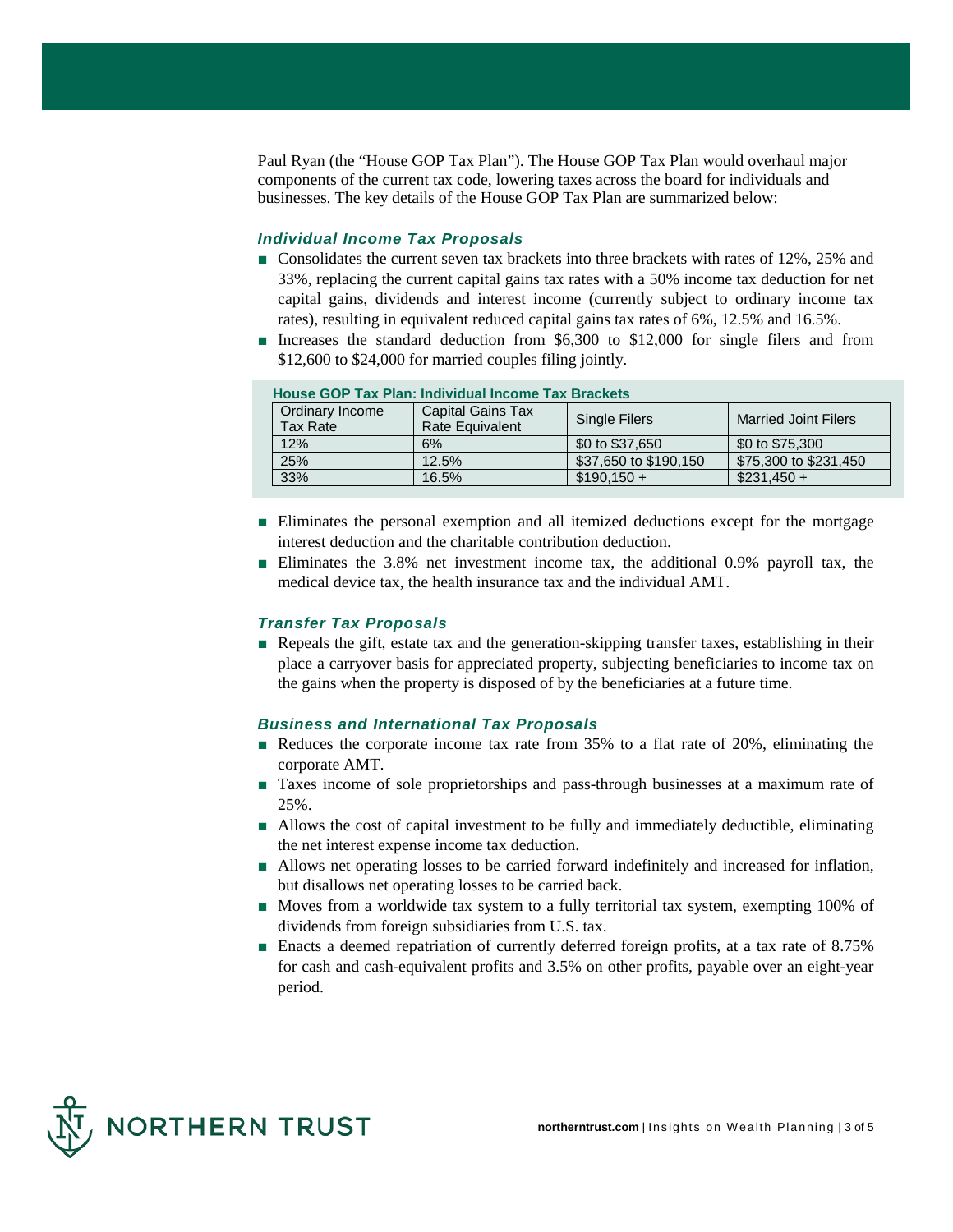Paul Ryan (the "House GOP Tax Plan"). The House GOP Tax Plan would overhaul major components of the current tax code, lowering taxes across the board for individuals and businesses. The key details of the House GOP Tax Plan are summarized below:

### *Individual Income Tax Proposals*

- Consolidates the current seven tax brackets into three brackets with rates of 12%, 25% and 33%, replacing the current capital gains tax rates with a 50% income tax deduction for net capital gains, dividends and interest income (currently subject to ordinary income tax rates), resulting in equivalent reduced capital gains tax rates of 6%, 12.5% and 16.5%.
- Increases the standard deduction from $6,300 to $12,000 for single filers and from $12,600 to $24,000 for married couples filing jointly.

**House GOP Tax Plan: Individual Income Tax Brackets**

| Ordinary Income Tax Rate | Capital Gains Tax Rate Equivalent | Single Filers | Married Joint Filers |
|---|---|---|---|
| 12% | 6% | $0 to $37,650 | $0 to $75,300 |
| 25% | 12.5% | $37,650 to $190,150 | $75,300 to $231,450 |
| 33% | 16.5% | $190,150 + | $231,450 + |

- Eliminates the personal exemption and all itemized deductions except for the mortgage interest deduction and the charitable contribution deduction.
- Eliminates the 3.8% net investment income tax, the additional 0.9% payroll tax, the medical device tax, the health insurance tax and the individual AMT.

### *Transfer Tax Proposals*

- Repeals the gift, estate tax and the generation-skipping transfer taxes, establishing in their place a carryover basis for appreciated property, subjecting beneficiaries to income tax on the gains when the property is disposed of by the beneficiaries at a future time.

### *Business and International Tax Proposals*

- Reduces the corporate income tax rate from 35% to a flat rate of 20%, eliminating the corporate AMT.
- Taxes income of sole proprietorships and pass-through businesses at a maximum rate of 25%.
- Allows the cost of capital investment to be fully and immediately deductible, eliminating the net interest expense income tax deduction.
- Allows net operating losses to be carried forward indefinitely and increased for inflation, but disallows net operating losses to be carried back.
- Moves from a worldwide tax system to a fully territorial tax system, exempting 100% of dividends from foreign subsidiaries from U.S. tax.
- Enacts a deemed repatriation of currently deferred foreign profits, at a tax rate of 8.75% for cash and cash-equivalent profits and 3.5% on other profits, payable over an eight-year period.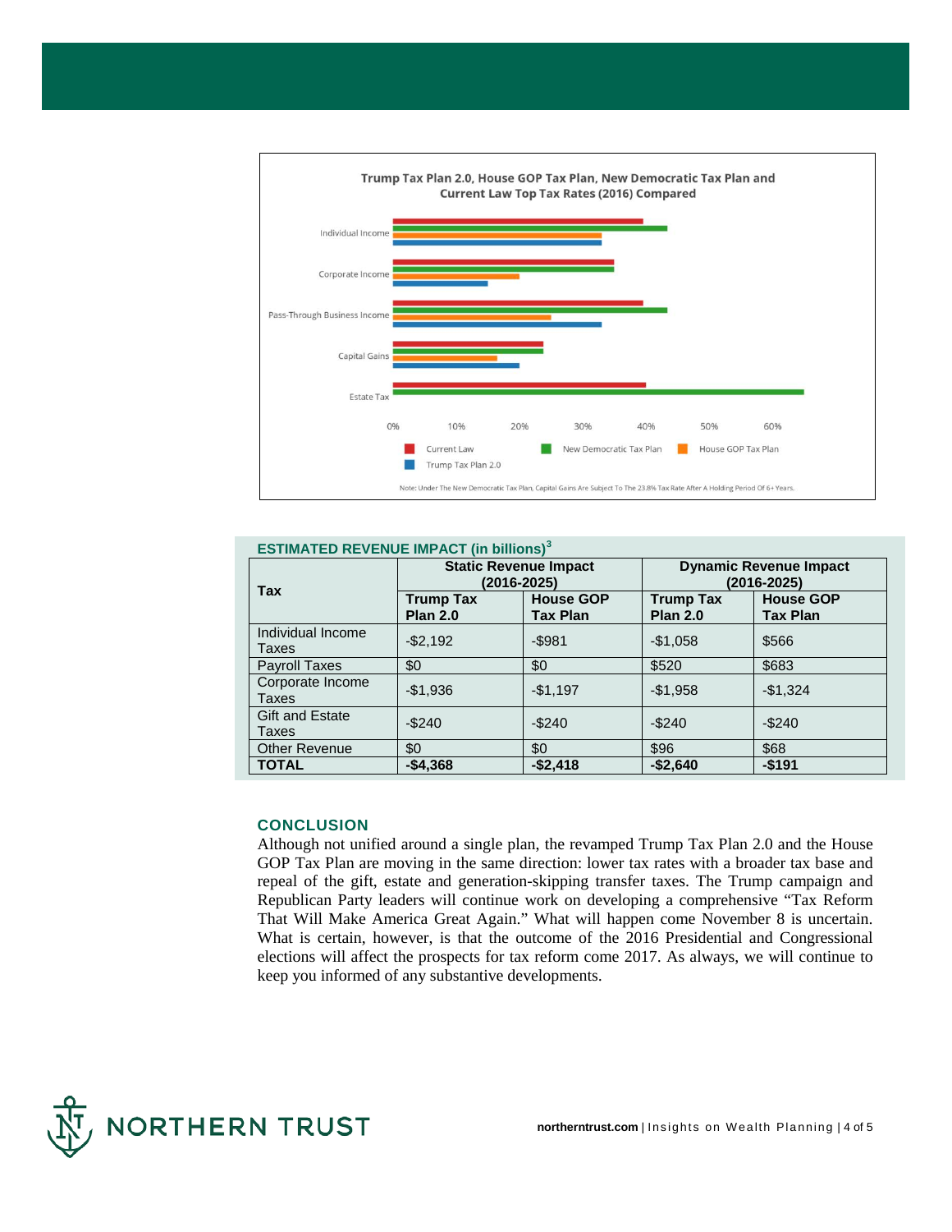**Trump Tax Plan 2.0, House GOP Tax Plan, New Democratic Tax Plan and Current Law Top Tax Rates (2016) Compared**

Note: Under The New Democratic Tax Plan, Capital Gains Are Subject To The 23.8% Tax Rate After A Holding Period Of 6+ Years.

**ESTIMATED REVENUE IMPACT (in billions)[3]**

| Tax | Static Revenue Impact (2016-2025) | | Dynamic Revenue Impact (2016-2025) | |
|---|---|---|---|---|
| | Trump Tax Plan 2.0 | House GOP Tax Plan | Trump Tax Plan 2.0 | House GOP Tax Plan |
| Individual Income Taxes | -$2,192 | -$981 | -$1,058 | $566 |
| Payroll Taxes | $0 | $0 | $520 | $683 |
| Corporate Income Taxes | -$1,936 | -$1,197 | -$1,958 | -$1,324 |
| Gift and Estate Taxes | -$240 | -$240 | -$240 | -$240 |
| Other Revenue | $0 | $0 | $96 | $68 |
| **TOTAL** | **-$4,368** | **-$2,418** | **-$2,640** | **-$191** |

## CONCLUSION

Although not unified around a single plan, the revamped Trump Tax Plan 2.0 and the House GOP Tax Plan are moving in the same direction: lower tax rates with a broader tax base and repeal of the gift, estate and generation-skipping transfer taxes. The Trump campaign and Republican Party leaders will continue work on developing a comprehensive "Tax Reform That Will Make America Great Again." What will happen come November 8 is uncertain. What is certain, however, is that the outcome of the 2016 Presidential and Congressional elections will affect the prospects for tax reform come 2017. As always, we will continue to keep you informed of any substantive developments.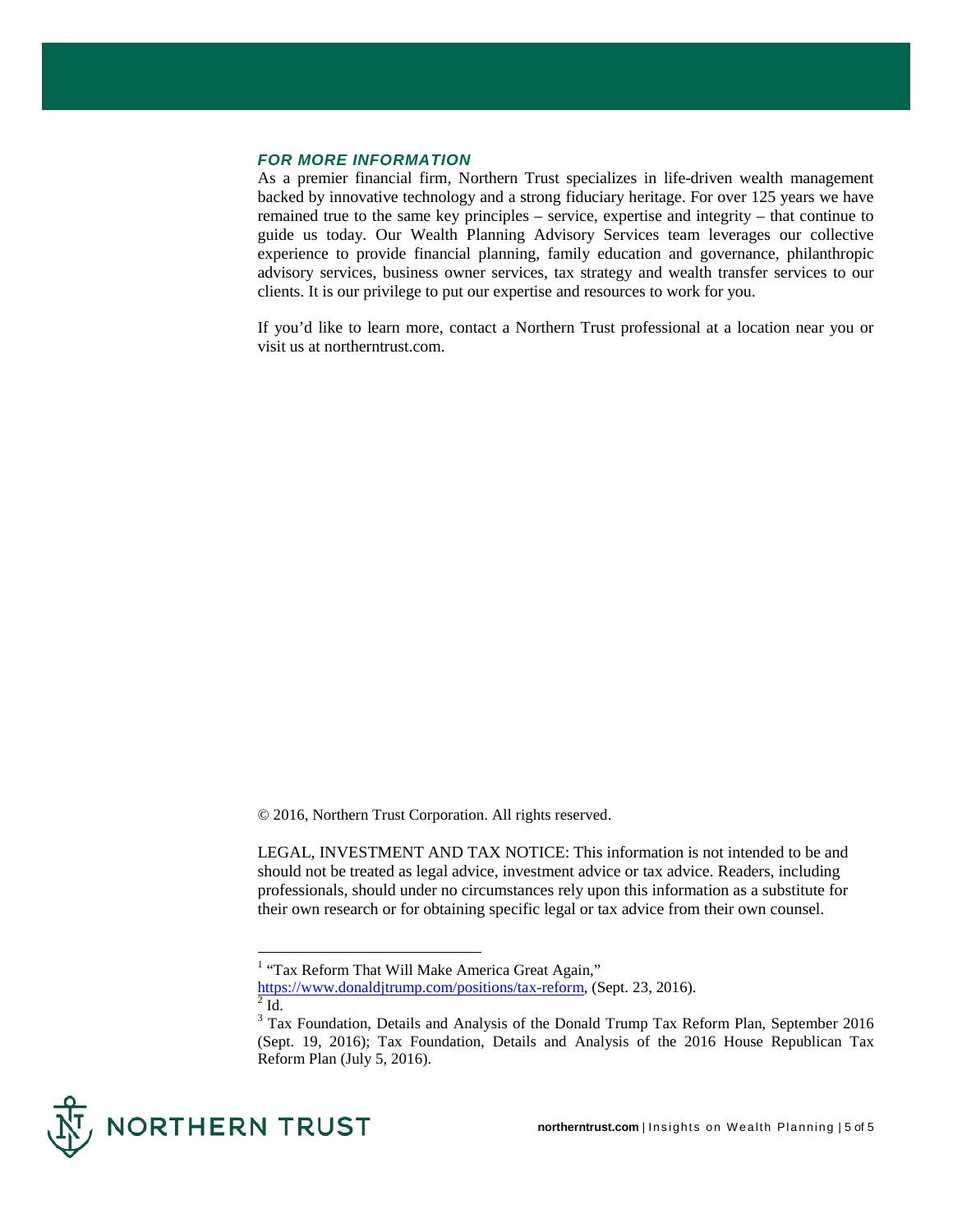### *FOR MORE INFORMATION*

As a premier financial firm, Northern Trust specializes in life-driven wealth management backed by innovative technology and a strong fiduciary heritage. For over 125 years we have remained true to the same key principles – service, expertise and integrity – that continue to guide us today. Our Wealth Planning Advisory Services team leverages our collective experience to provide financial planning, family education and governance, philanthropic advisory services, business owner services, tax strategy and wealth transfer services to our clients. It is our privilege to put our expertise and resources to work for you.

If you'd like to learn more, contact a Northern Trust professional at a location near you or visit us at northerntrust.com.

© 2016, Northern Trust Corporation. All rights reserved.

LEGAL, INVESTMENT AND TAX NOTICE: This information is not intended to be and should not be treated as legal advice, investment advice or tax advice. Readers, including professionals, should under no circumstances rely upon this information as a substitute for their own research or for obtaining specific legal or tax advice from their own counsel.

---

[1] "Tax Reform That Will Make America Great Again," https://www.donaldjtrump.com/positions/tax-reform, (Sept. 23, 2016).

[2] Id.

[3] Tax Foundation, Details and Analysis of the Donald Trump Tax Reform Plan, September 2016 (Sept. 19, 2016); Tax Foundation, Details and Analysis of the 2016 House Republican Tax Reform Plan (July 5, 2016).